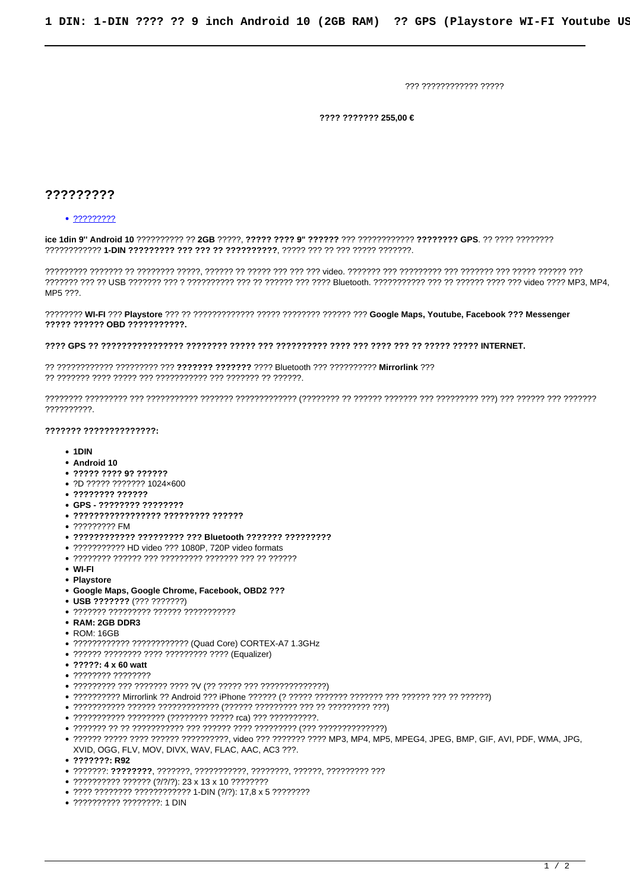??? ???????????? ?????

**???? ??????? 255,00 €**

## ?????????

- ?????????

**ice 1din 9'' Android 10** ?????????? ?? **2GB** ?????, **????? ???? 9'' ??????** ??? ???????????? **???????? GPS**. ?? ???? ???????? ???????????? **1-DIN ????????? ??? ??? ?? ??????????**, ????? ??? ?? ??? ????? ???????.

????????? ??????? ?? ???????? ?????, ?????? ?? ????? ??? ??? ??? video. ??????? ??? ????????? ??? ??????? ??? ????? ?????? ??? ??????? ??? ?? USB ??????? ??? ? ?????????? ??? ?? ?????? ??? ???? Bluetooth. ??????????? ??? ?? ?????? ???? ??? video ???? MP3, MP4, MP5 ???.

???????? **WI-FI** ??? **Playstore** ??? ?? ????????????? ????? ???????? ?????? ??? **Google Maps, Youtube, Facebook ??? Messenger ????? ?????? OBD ???????????.**

**???? GPS ?? ???????????????? ???????? ????? ??? ?????????? ???? ??? ???? ??? ?? ????? ????? INTERNET.**

?? ???????????? ????????? ??? **??????? ???????** ???? Bluetooth ??? ?????????? **Mirrorlink** ??? ?? ??????? ???? ????? ??? ??????????? ??? ??????? ?? ??????.

???????? ????????? ??? ??????????? ??????? ????????????? (???????? ?? ?????? ??????? ??? ????????? ???) ??? ?????? ??? ??????? ??????????.

**??????? ??????????????:**

- **1DIN**
- **Android 10**
- **????? ???? 9? ??????**
- ?D ????? ??????? 1024×600
- **???????? ??????**
- **GPS - ???????? ????????**
- **????????????????? ????????? ??????**
- ????????? FM
- **???????????? ????????? ??? Bluetooth ??????? ?????????**
- ??????????? HD video ??? 1080P, 720P video formats
- ???????? ?????? ??? ????????? ??????? ??? ?? ??????
- **WI-FI**
- **Playstore**
- **Google Maps, Google Chrome, Facebook, OBD2 ???**
- **USB ???????** (??? ???????)
- ??????? ????????? ?????? ???????????
- **RAM: 2GB DDR3**
- ROM: 16GB
- ???????????? ???????????? (Quad Core) CORTEX-A7 1.3GHz
- ?????? ???????? ???? ????????? ???? (Equalizer)
- **?????: 4 x 60 watt**
- ???????? ????????
- ????????? ??? ??????? ???? ?V (?? ????? ??? ??????????????)
- ????????? Mirrorlink ?? Android ??? iPhone ?????? (? ????? ??????? ??????? ??? ?????? ??? ?? ??????)
- ??????????? ?????? ????????????? (?????? ????????? ??? ?? ????????? ???)
- ??????????? ???????? (???????? ????? rca) ??? ??????????.
- ??????? ?? ?? ??????????? ??? ?????? ???? ????????? (??? ??????????????)
- ?????? ????? ???? ?????? ??????????, video ??? ??????? ???? MP3, MP4, MP5, MPEG4, JPEG, BMP, GIF, AVI, PDF, WMA, JPG, XVID, OGG, FLV, MOV, DIVX, WAV, FLAC, AAC, AC3 ???.
- **???????: R92**
- ???????: **????????**, ???????, ???????????, ????????, ??????, ????????? ???
- ?????????? ?????? (?/?/?): 23 x 13 x 10 ????????
- ???? ???????? ??????????? 1-DIN (?/?): 17,8 x 5 ????????
- ?????????? ????????: 1 DIN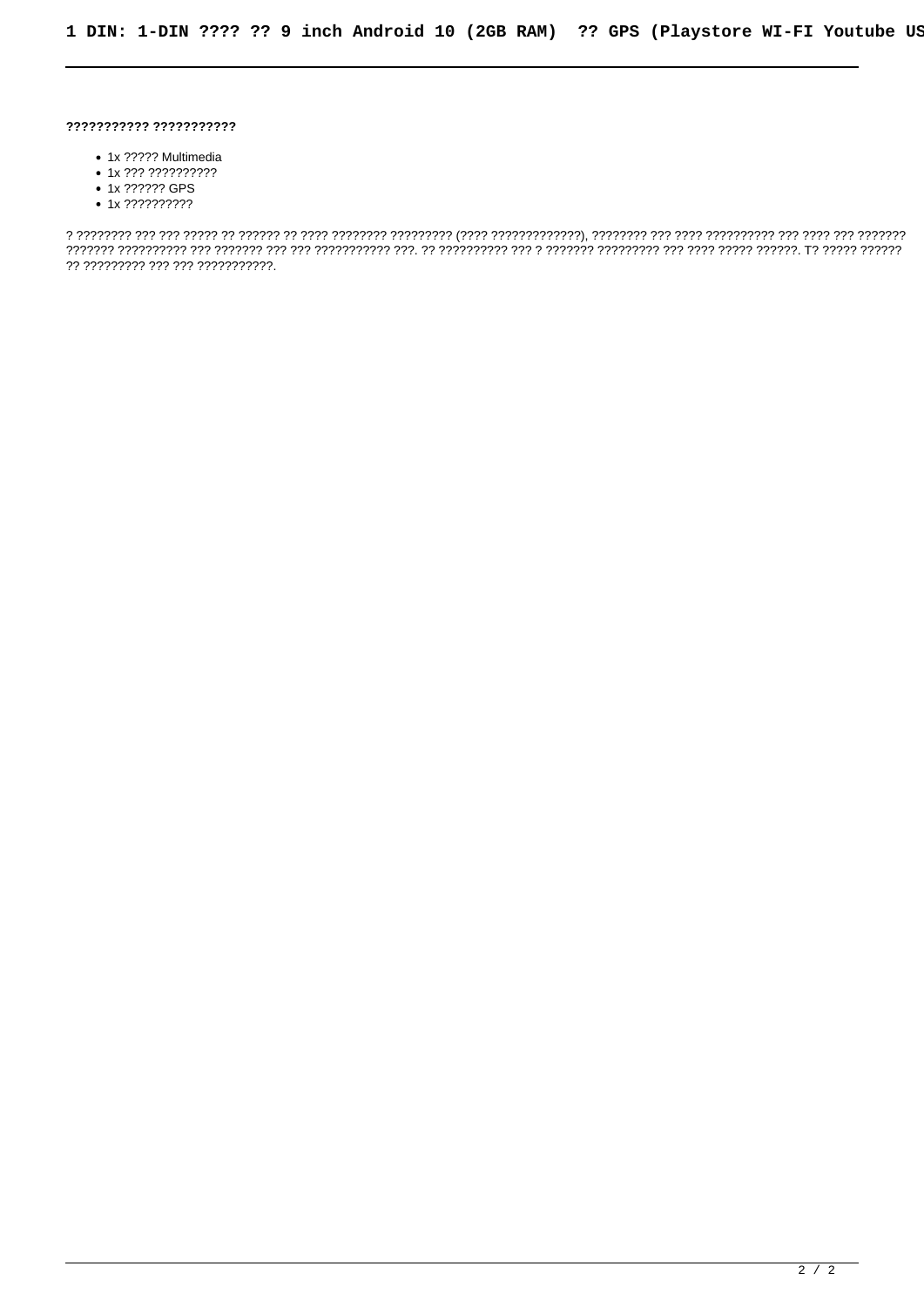**??????????? ???????????**

- 1x ????? Multimedia
- 1x ??? ??????????
- 1x ?????? GPS
- 1x ??????????

? ???????? ??? ??? ????? ?? ?????? ?? ???? ???????? ????????? (???? ?????????????), ???????? ??? ???? ?????????? ??? ???? ??? ??????? ??????? ?????????? ??? ??????? ??? ??? ??????????? ???. ?? ?????????? ??? ? ??????? ????????? ??? ???? ????? ??????. T? ????? ?????? ?? ????????? ??? ??? ???????????.